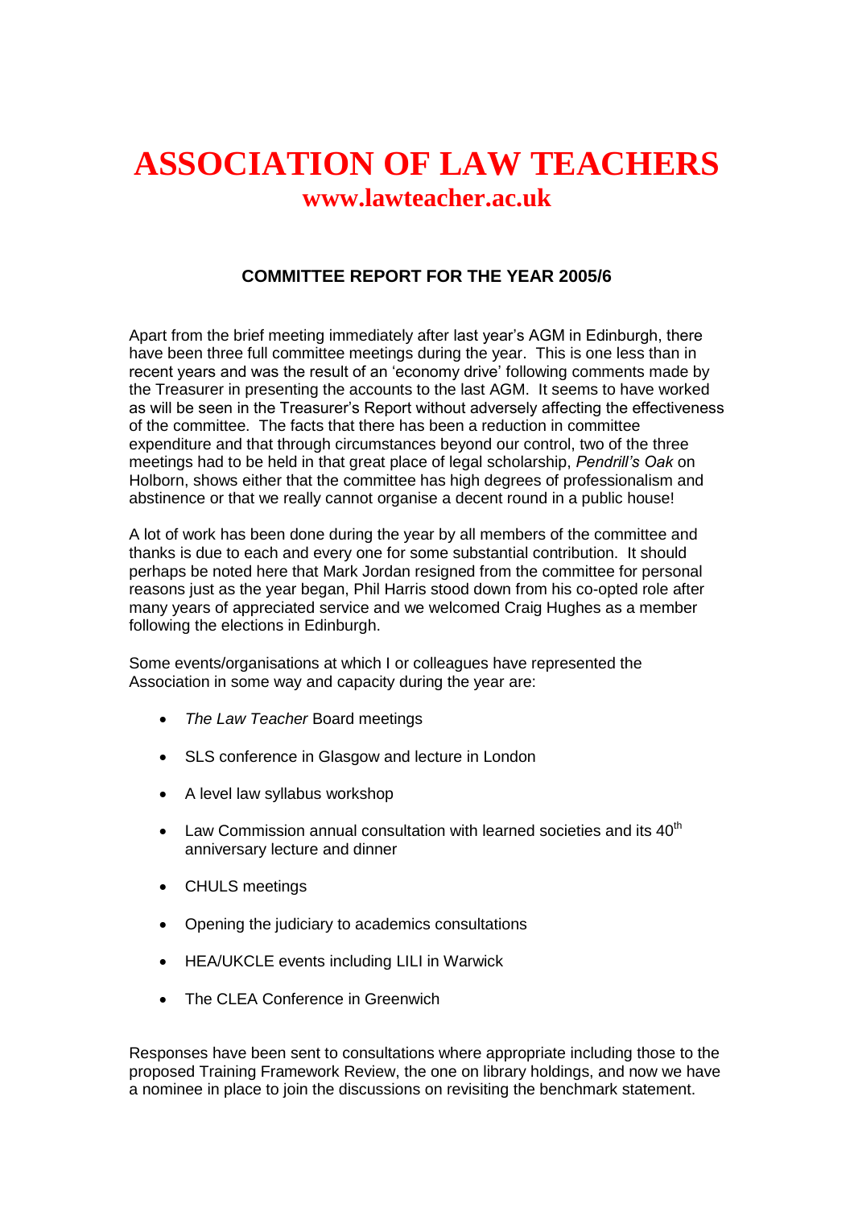# ASSOCIATION OF LAW TEACHERS

## www.lawteacher.ac.uk

### COMMITTEE REPORT FOR THE YEAR 2005/6

Apart from the brief meeting immediately after last year's AGM in Edinburgh, there have been three full committee meetings during the year. This is one less than in recent years and was the result of an 'economy drive' following comments made by the Treasurer in presenting the accounts to the last AGM. It seems to have worked as will be seen in the Treasurer's Report without adversely affecting the effectiveness of the committee. The facts that there has been a reduction in committee expenditure and that through circumstances beyond our control, two of the three meetings had to be held in that great place of legal scholarship, *Pendrill's Oak* on Holborn, shows either that the committee has high degrees of professionalism and abstinence or that we really cannot organise a decent round in a public house!

A lot of work has been done during the year by all members of the committee and thanks is due to each and every one for some substantial contribution. It should perhaps be noted here that Mark Jordan resigned from the committee for personal reasons just as the year began, Phil Harris stood down from his co-opted role after many years of appreciated service and we welcomed Craig Hughes as a member following the elections in Edinburgh.

Some events/organisations at which I or colleagues have represented the Association in some way and capacity during the year are:

- *The Law Teacher* Board meetings
- SLS conference in Glasgow and lecture in London
- A level law syllabus workshop
- Law Commission annual consultation with learned societies and its 40th anniversary lecture and dinner
- CHULS meetings
- Opening the judiciary to academics consultations
- HEA/UKCLE events including LILI in Warwick
- The CLEA Conference in Greenwich

Responses have been sent to consultations where appropriate including those to the proposed Training Framework Review, the one on library holdings, and now we have a nominee in place to join the discussions on revisiting the benchmark statement.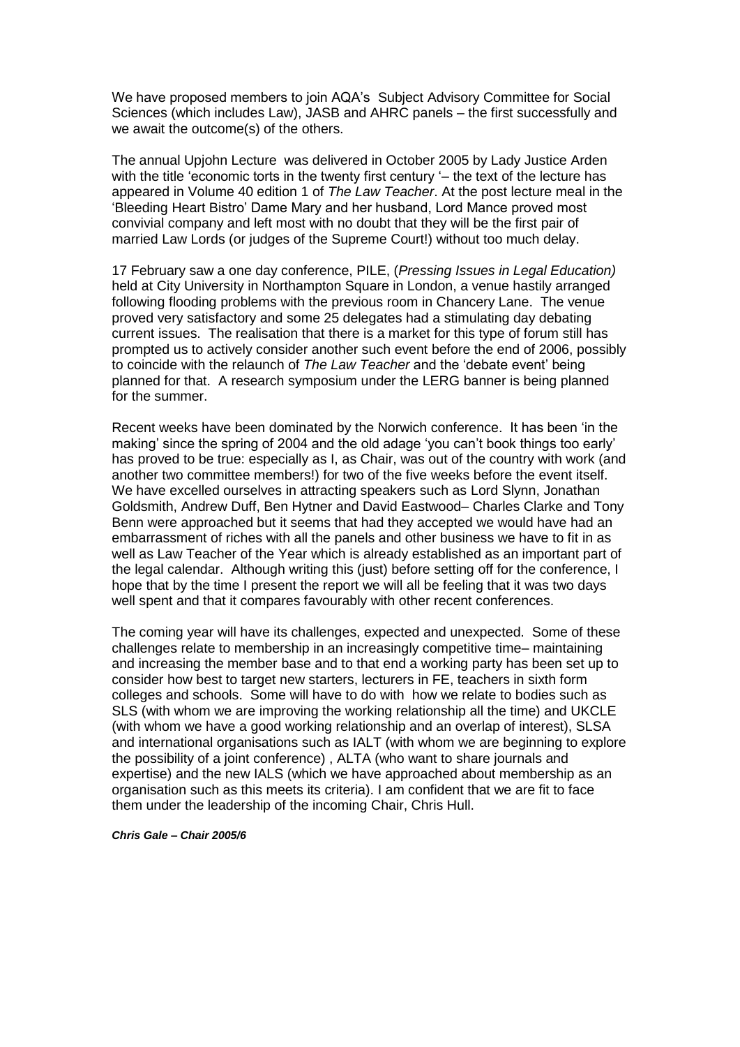We have proposed members to join AQA's Subject Advisory Committee for Social Sciences (which includes Law), JASB and AHRC panels – the first successfully and we await the outcome(s) of the others.

The annual Upjohn Lecture was delivered in October 2005 by Lady Justice Arden with the title 'economic torts in the twenty first century '– the text of the lecture has appeared in Volume 40 edition 1 of *The Law Teacher*. At the post lecture meal in the 'Bleeding Heart Bistro' Dame Mary and her husband, Lord Mance proved most convivial company and left most with no doubt that they will be the first pair of married Law Lords (or judges of the Supreme Court!) without too much delay.

17 February saw a one day conference, PILE, (*Pressing Issues in Legal Education)* held at City University in Northampton Square in London, a venue hastily arranged following flooding problems with the previous room in Chancery Lane. The venue proved very satisfactory and some 25 delegates had a stimulating day debating current issues. The realisation that there is a market for this type of forum still has prompted us to actively consider another such event before the end of 2006, possibly to coincide with the relaunch of *The Law Teacher* and the 'debate event' being planned for that. A research symposium under the LERG banner is being planned for the summer.

Recent weeks have been dominated by the Norwich conference. It has been 'in the making' since the spring of 2004 and the old adage 'you can't book things too early' has proved to be true: especially as I, as Chair, was out of the country with work (and another two committee members!) for two of the five weeks before the event itself. We have excelled ourselves in attracting speakers such as Lord Slynn, Jonathan Goldsmith, Andrew Duff, Ben Hytner and David Eastwood– Charles Clarke and Tony Benn were approached but it seems that had they accepted we would have had an embarrassment of riches with all the panels and other business we have to fit in as well as Law Teacher of the Year which is already established as an important part of the legal calendar. Although writing this (just) before setting off for the conference, I hope that by the time I present the report we will all be feeling that it was two days well spent and that it compares favourably with other recent conferences.

The coming year will have its challenges, expected and unexpected. Some of these challenges relate to membership in an increasingly competitive time– maintaining and increasing the member base and to that end a working party has been set up to consider how best to target new starters, lecturers in FE, teachers in sixth form colleges and schools. Some will have to do with how we relate to bodies such as SLS (with whom we are improving the working relationship all the time) and UKCLE (with whom we have a good working relationship and an overlap of interest), SLSA and international organisations such as IALT (with whom we are beginning to explore the possibility of a joint conference) , ALTA (who want to share journals and expertise) and the new IALS (which we have approached about membership as an organisation such as this meets its criteria). I am confident that we are fit to face them under the leadership of the incoming Chair, Chris Hull.

***Chris Gale – Chair 2005/6***